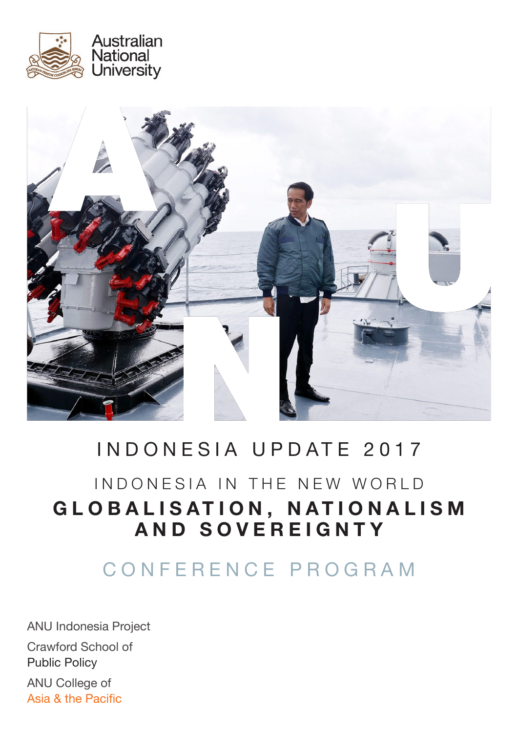Australian National University

# INDONESIA UPDATE 2017

## INDONESIA IN THE NEW WORLD

## GLOBALISATION, NATIONALISM AND SOVEREIGNTY

## CONFERENCE PROGRAM

ANU Indonesia Project

Crawford School of Public Policy

ANU College of Asia & the Pacific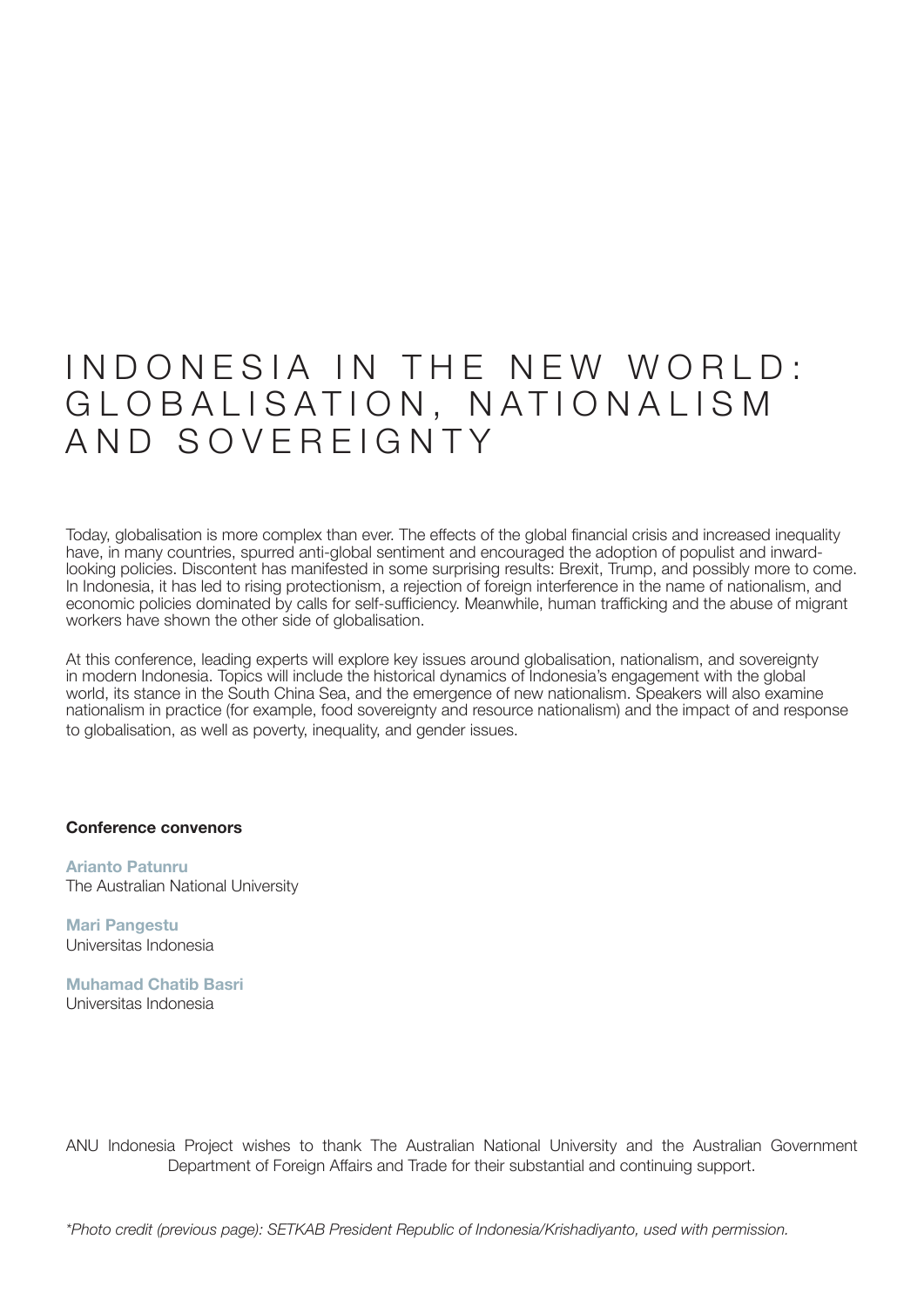# INDONESIA IN THE NEW WORLD: GLOBALISATION, NATIONALISM AND SOVEREIGNTY

Today, globalisation is more complex than ever. The effects of the global financial crisis and increased inequality have, in many countries, spurred anti-global sentiment and encouraged the adoption of populist and inward-looking policies. Discontent has manifested in some surprising results: Brexit, Trump, and possibly more to come. In Indonesia, it has led to rising protectionism, a rejection of foreign interference in the name of nationalism, and economic policies dominated by calls for self-sufficiency. Meanwhile, human trafficking and the abuse of migrant workers have shown the other side of globalisation.

At this conference, leading experts will explore key issues around globalisation, nationalism, and sovereignty in modern Indonesia. Topics will include the historical dynamics of Indonesia's engagement with the global world, its stance in the South China Sea, and the emergence of new nationalism. Speakers will also examine nationalism in practice (for example, food sovereignty and resource nationalism) and the impact of and response to globalisation, as well as poverty, inequality, and gender issues.

**Conference convenors**

**Arianto Patunru**
The Australian National University

**Mari Pangestu**
Universitas Indonesia

**Muhamad Chatib Basri**
Universitas Indonesia

ANU Indonesia Project wishes to thank The Australian National University and the Australian Government Department of Foreign Affairs and Trade for their substantial and continuing support.

*\*Photo credit (previous page): SETKAB President Republic of Indonesia/Krishadiyanto, used with permission.*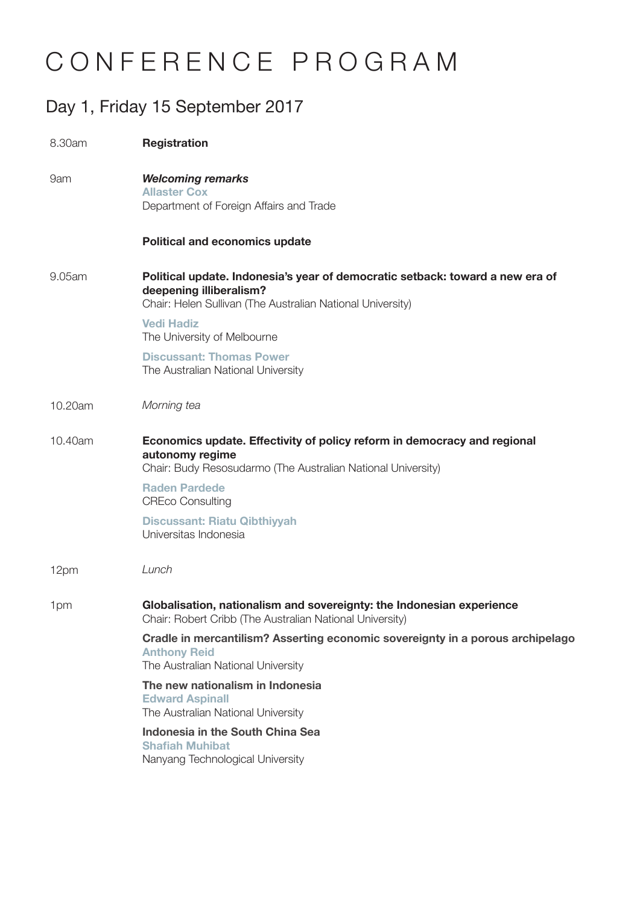# CONFERENCE PROGRAM

## Day 1, Friday 15 September 2017

8.30am **Registration**

9am ***Welcoming remarks***
**Allaster Cox**
Department of Foreign Affairs and Trade

**Political and economics update**

9.05am **Political update. Indonesia's year of democratic setback: toward a new era of deepening illiberalism?**
Chair: Helen Sullivan (The Australian National University)

**Vedi Hadiz**
The University of Melbourne

**Discussant: Thomas Power**
The Australian National University

10.20am *Morning tea*

10.40am **Economics update. Effectivity of policy reform in democracy and regional autonomy regime**
Chair: Budy Resosudarmo (The Australian National University)

**Raden Pardede**
CREco Consulting

**Discussant: Riatu Qibthiyyah**
Universitas Indonesia

12pm *Lunch*

1pm **Globalisation, nationalism and sovereignty: the Indonesian experience**
Chair: Robert Cribb (The Australian National University)

**Cradle in mercantilism? Asserting economic sovereignty in a porous archipelago**
**Anthony Reid**
The Australian National University

**The new nationalism in Indonesia**
**Edward Aspinall**
The Australian National University

**Indonesia in the South China Sea**
**Shafiah Muhibat**
Nanyang Technological University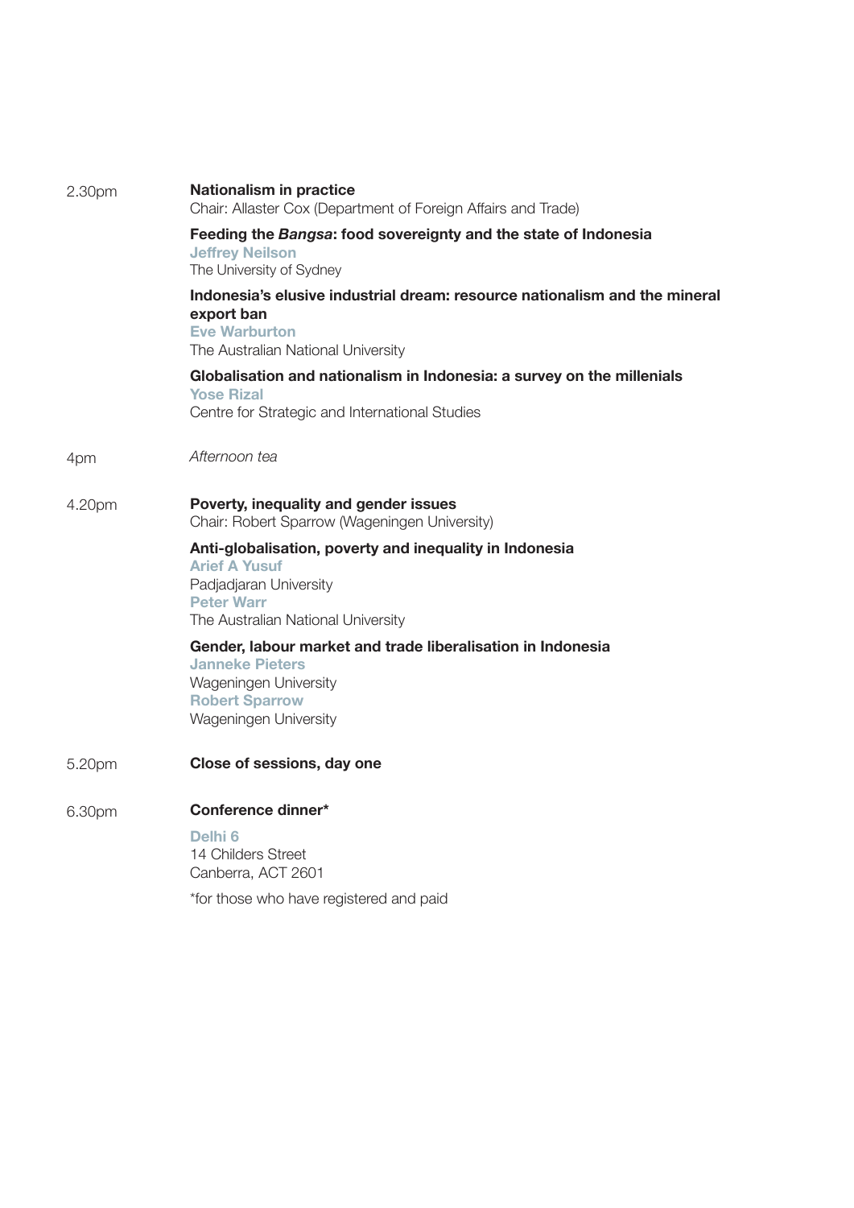2.30pm

**Nationalism in practice**
Chair: Allaster Cox (Department of Foreign Affairs and Trade)

**Feeding the *Bangsa*: food sovereignty and the state of Indonesia**
**Jeffrey Neilson**
The University of Sydney

**Indonesia's elusive industrial dream: resource nationalism and the mineral export ban**
**Eve Warburton**
The Australian National University

**Globalisation and nationalism in Indonesia: a survey on the millenials**
**Yose Rizal**
Centre for Strategic and International Studies

4pm

*Afternoon tea*

4.20pm

**Poverty, inequality and gender issues**
Chair: Robert Sparrow (Wageningen University)

**Anti-globalisation, poverty and inequality in Indonesia**
**Arief A Yusuf**
Padjadjaran University
**Peter Warr**
The Australian National University

**Gender, labour market and trade liberalisation in Indonesia**
**Janneke Pieters**
Wageningen University
**Robert Sparrow**
Wageningen University

5.20pm

**Close of sessions, day one**

6.30pm

**Conference dinner***

**Delhi 6**
14 Childers Street
Canberra, ACT 2601

*for those who have registered and paid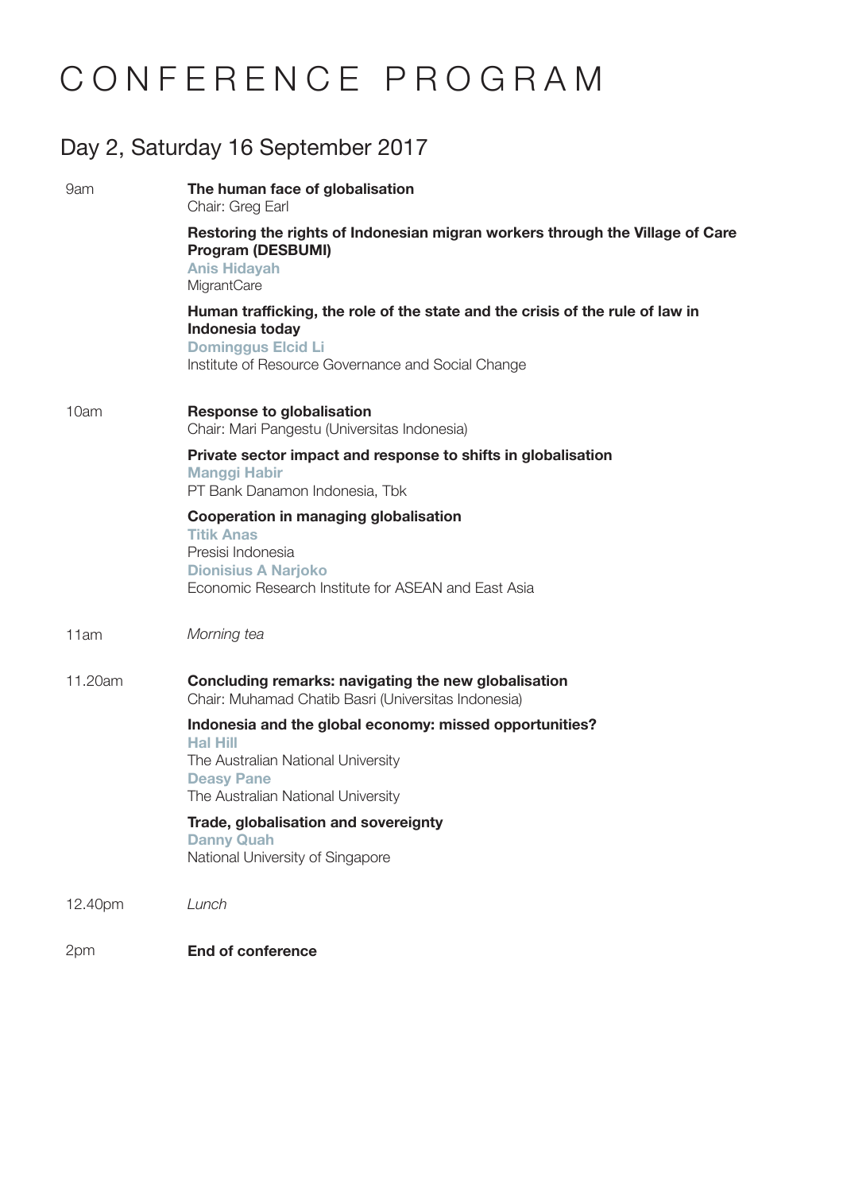# CONFERENCE PROGRAM

## Day 2, Saturday 16 September 2017

9am

**The human face of globalisation**
Chair: Greg Earl

**Restoring the rights of Indonesian migran workers through the Village of Care Program (DESBUMI)**
**Anis Hidayah**
MigrantCare

**Human trafficking, the role of the state and the crisis of the rule of law in Indonesia today**
**Dominggus Elcid Li**
Institute of Resource Governance and Social Change

10am

**Response to globalisation**
Chair: Mari Pangestu (Universitas Indonesia)

**Private sector impact and response to shifts in globalisation**
**Manggi Habir**
PT Bank Danamon Indonesia, Tbk

**Cooperation in managing globalisation**
**Titik Anas**
Presisi Indonesia
**Dionisius A Narjoko**
Economic Research Institute for ASEAN and East Asia

11am

*Morning tea*

11.20am

**Concluding remarks: navigating the new globalisation**
Chair: Muhamad Chatib Basri (Universitas Indonesia)

**Indonesia and the global economy: missed opportunities?**
**Hal Hill**
The Australian National University
**Deasy Pane**
The Australian National University

**Trade, globalisation and sovereignty**
**Danny Quah**
National University of Singapore

12.40pm

*Lunch*

2pm

**End of conference**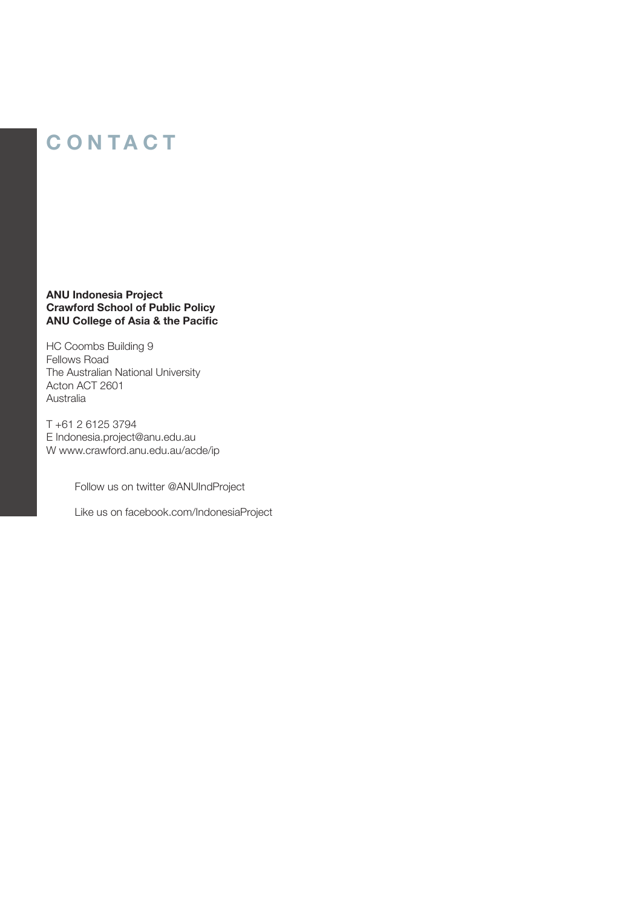# CONTACT

**ANU Indonesia Project**
**Crawford School of Public Policy**
**ANU College of Asia & the Pacific**

HC Coombs Building 9
Fellows Road
The Australian National University
Acton ACT 2601
Australia

T +61 2 6125 3794
E Indonesia.project@anu.edu.au
W www.crawford.anu.edu.au/acde/ip

Follow us on twitter @ANUIndProject

Like us on facebook.com/IndonesiaProject